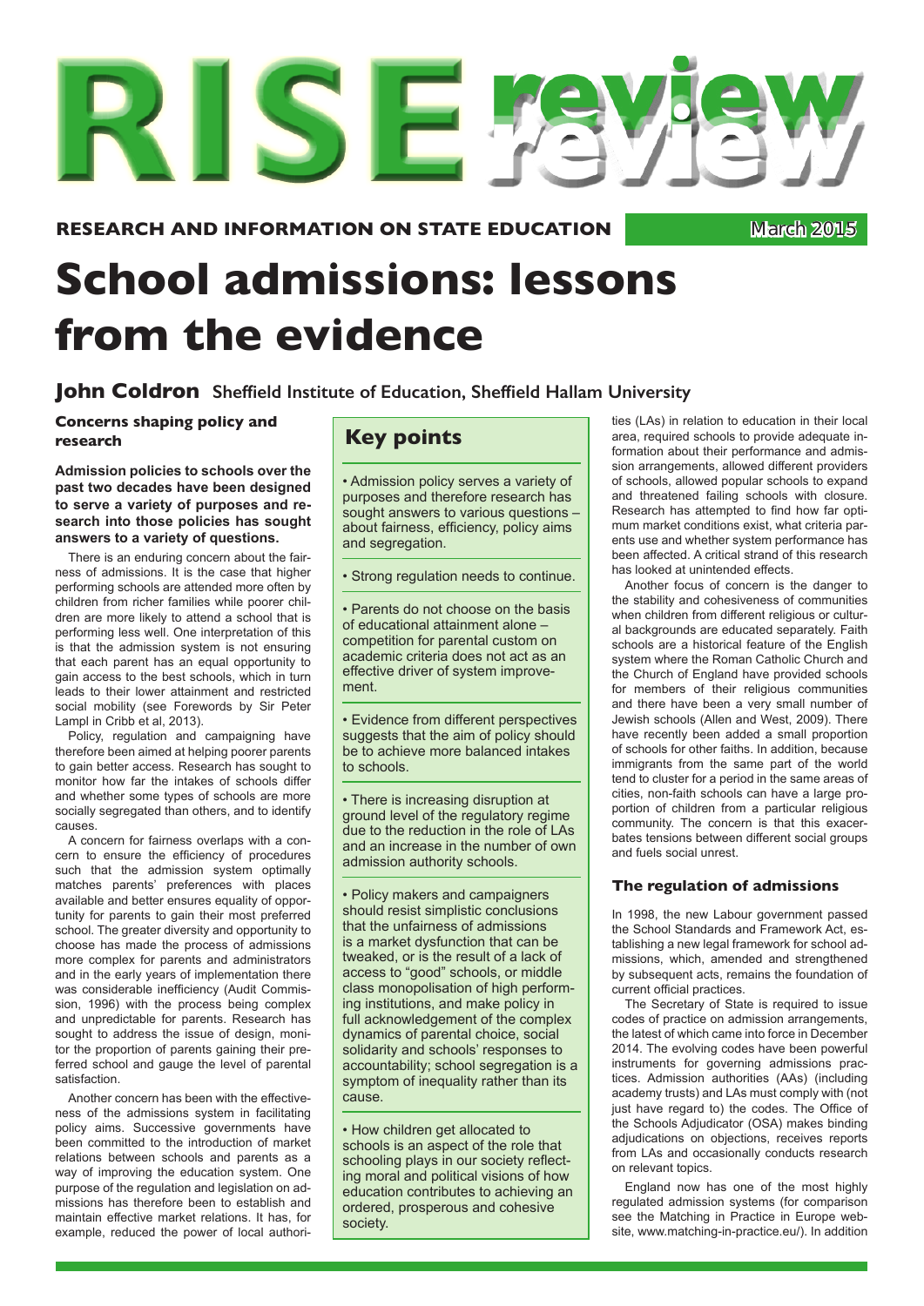# RISE review

**RESEARCH AND INFORMATION ON STATE EDUCATION** March 2015

# School admissions: lessons from the evidence

## John Coldron Sheffield Institute of Education, Sheffield Hallam University

### Concerns shaping policy and research

**Admission policies to schools over the past two decades have been designed to serve a variety of purposes and research into those policies has sought answers to a variety of questions.**

There is an enduring concern about the fairness of admissions. It is the case that higher performing schools are attended more often by children from richer families while poorer children are more likely to attend a school that is performing less well. One interpretation of this is that the admission system is not ensuring that each parent has an equal opportunity to gain access to the best schools, which in turn leads to their lower attainment and restricted social mobility (see Forewords by Sir Peter Lampl in Cribb et al, 2013).

Policy, regulation and campaigning have therefore been aimed at helping poorer parents to gain better access. Research has sought to monitor how far the intakes of schools differ and whether some types of schools are more socially segregated than others, and to identify causes.

A concern for fairness overlaps with a concern to ensure the efficiency of procedures such that the admission system optimally matches parents' preferences with places available and better ensures equality of opportunity for parents to gain their most preferred school. The greater diversity and opportunity to choose has made the process of admissions more complex for parents and administrators and in the early years of implementation there was considerable inefficiency (Audit Commission, 1996) with the process being complex and unpredictable for parents. Research has sought to address the issue of design, monitor the proportion of parents gaining their preferred school and gauge the level of parental satisfaction.

Another concern has been with the effectiveness of the admissions system in facilitating policy aims. Successive governments have been committed to the introduction of market relations between schools and parents as a way of improving the education system. One purpose of the regulation and legislation on admissions has therefore been to establish and maintain effective market relations. It has, for example, reduced the power of local authorities (LAs) in relation to education in their local area, required schools to provide adequate information about their performance and admission arrangements, allowed different providers of schools, allowed popular schools to expand and threatened failing schools with closure. Research has attempted to find how far optimum market conditions exist, what criteria parents use and whether system performance has been affected. A critical strand of this research has looked at unintended effects.

Another focus of concern is the danger to the stability and cohesiveness of communities when children from different religious or cultural backgrounds are educated separately. Faith schools are a historical feature of the English system where the Roman Catholic Church and the Church of England have provided schools for members of their religious communities and there have been a very small number of Jewish schools (Allen and West, 2009). There have recently been added a small proportion of schools for other faiths. In addition, because immigrants from the same part of the world tend to cluster for a period in the same areas of cities, non-faith schools can have a large proportion of children from a particular religious community. The concern is that this exacerbates tensions between different social groups and fuels social unrest.

> ## Key points
>
> - Admission policy serves a variety of purposes and therefore research has sought answers to various questions – about fairness, efficiency, policy aims and segregation.
> - Strong regulation needs to continue.
> - Parents do not choose on the basis of educational attainment alone – competition for parental custom on academic criteria does not act as an effective driver of system improvement.
> - Evidence from different perspectives suggests that the aim of policy should be to achieve more balanced intakes to schools.
> - There is increasing disruption at ground level of the regulatory regime due to the reduction in the role of LAs and an increase in the number of own admission authority schools.
> - Policy makers and campaigners should resist simplistic conclusions that the unfairness of admissions is a market dysfunction that can be tweaked, or is the result of a lack of access to "good" schools, or middle class monopolisation of high performing institutions, and make policy in full acknowledgement of the complex dynamics of parental choice, social solidarity and schools' responses to accountability; school segregation is a symptom of inequality rather than its cause.
> - How children get allocated to schools is an aspect of the role that schooling plays in our society reflecting moral and political visions of how education contributes to achieving an ordered, prosperous and cohesive society.

### The regulation of admissions

In 1998, the new Labour government passed the School Standards and Framework Act, establishing a new legal framework for school admissions, which, amended and strengthened by subsequent acts, remains the foundation of current official practices.

The Secretary of State is required to issue codes of practice on admission arrangements, the latest of which came into force in December 2014. The evolving codes have been powerful instruments for governing admissions practices. Admission authorities (AAs) (including academy trusts) and LAs must comply with (not just have regard to) the codes. The Office of the Schools Adjudicator (OSA) makes binding adjudications on objections, receives reports from LAs and occasionally conducts research on relevant topics.

England now has one of the most highly regulated admission systems (for comparison see the Matching in Practice in Europe website, www.matching-in-practice.eu/). In addition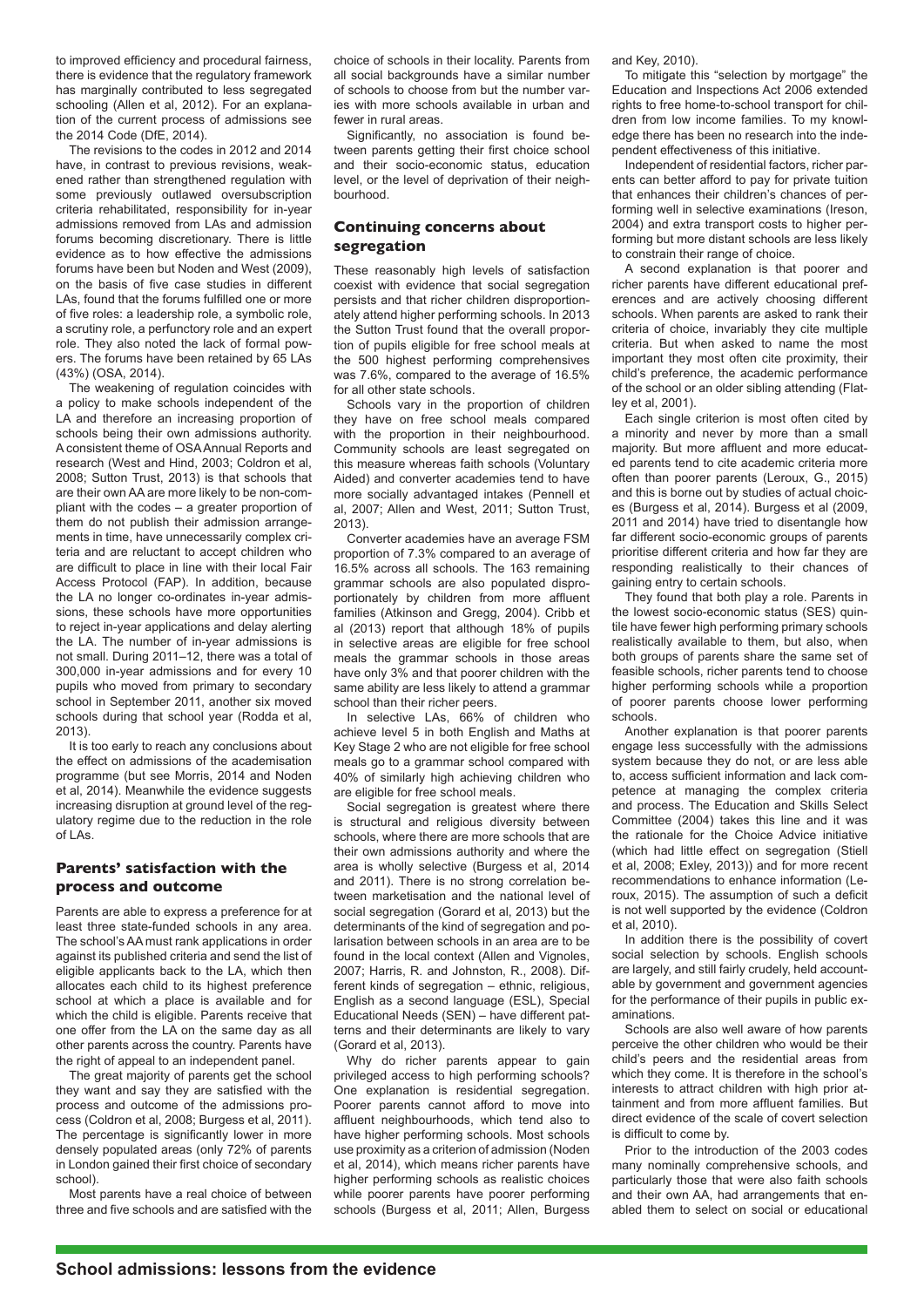to improved efficiency and procedural fairness, there is evidence that the regulatory framework has marginally contributed to less segregated schooling (Allen et al, 2012). For an explanation of the current process of admissions see the 2014 Code (DfE, 2014).

The revisions to the codes in 2012 and 2014 have, in contrast to previous revisions, weakened rather than strengthened regulation with some previously outlawed oversubscription criteria rehabilitated, responsibility for in-year admissions removed from LAs and admission forums becoming discretionary. There is little evidence as to how effective the admissions forums have been but Noden and West (2009), on the basis of five case studies in different LAs, found that the forums fulfilled one or more of five roles: a leadership role, a symbolic role, a scrutiny role, a perfunctory role and an expert role. They also noted the lack of formal powers. The forums have been retained by 65 LAs (43%) (OSA, 2014).

The weakening of regulation coincides with a policy to make schools independent of the LA and therefore an increasing proportion of schools being their own admissions authority. A consistent theme of OSA Annual Reports and research (West and Hind, 2003; Coldron et al, 2008; Sutton Trust, 2013) is that schools that are their own AA are more likely to be non-compliant with the codes – a greater proportion of them do not publish their admission arrangements in time, have unnecessarily complex criteria and are reluctant to accept children who are difficult to place in line with their local Fair Access Protocol (FAP). In addition, because the LA no longer co-ordinates in-year admissions, these schools have more opportunities to reject in-year applications and delay alerting the LA. The number of in-year admissions is not small. During 2011–12, there was a total of 300,000 in-year admissions and for every 10 pupils who moved from primary to secondary school in September 2011, another six moved schools during that school year (Rodda et al, 2013).

It is too early to reach any conclusions about the effect on admissions of the academisation programme (but see Morris, 2014 and Noden et al, 2014). Meanwhile the evidence suggests increasing disruption at ground level of the regulatory regime due to the reduction in the role of LAs.

## Parents' satisfaction with the process and outcome

Parents are able to express a preference for at least three state-funded schools in any area. The school's AA must rank applications in order against its published criteria and send the list of eligible applicants back to the LA, which then allocates each child to its highest preference school at which a place is available and for which the child is eligible. Parents receive that one offer from the LA on the same day as all other parents across the country. Parents have the right of appeal to an independent panel.

The great majority of parents get the school they want and say they are satisfied with the process and outcome of the admissions process (Coldron et al, 2008; Burgess et al, 2011). The percentage is significantly lower in more densely populated areas (only 72% of parents in London gained their first choice of secondary school).

Most parents have a real choice of between three and five schools and are satisfied with the choice of schools in their locality. Parents from all social backgrounds have a similar number of schools to choose from but the number varies with more schools available in urban and fewer in rural areas.

Significantly, no association is found between parents getting their first choice school and their socio-economic status, education level, or the level of deprivation of their neighbourhood.

## Continuing concerns about segregation

These reasonably high levels of satisfaction coexist with evidence that social segregation persists and that richer children disproportionately attend higher performing schools. In 2013 the Sutton Trust found that the overall proportion of pupils eligible for free school meals at the 500 highest performing comprehensives was 7.6%, compared to the average of 16.5% for all other state schools.

Schools vary in the proportion of children they have on free school meals compared with the proportion in their neighbourhood. Community schools are least segregated on this measure whereas faith schools (Voluntary Aided) and converter academies tend to have more socially advantaged intakes (Pennell et al, 2007; Allen and West, 2011; Sutton Trust, 2013).

Converter academies have an average FSM proportion of 7.3% compared to an average of 16.5% across all schools. The 163 remaining grammar schools are also populated disproportionately by children from more affluent families (Atkinson and Gregg, 2004). Cribb et al (2013) report that although 18% of pupils in selective areas are eligible for free school meals the grammar schools in those areas have only 3% and that poorer children with the same ability are less likely to attend a grammar school than their richer peers.

In selective LAs, 66% of children who achieve level 5 in both English and Maths at Key Stage 2 who are not eligible for free school meals go to a grammar school compared with 40% of similarly high achieving children who are eligible for free school meals.

Social segregation is greatest where there is structural and religious diversity between schools, where there are more schools that are their own admissions authority and where the area is wholly selective (Burgess et al, 2014 and 2011). There is no strong correlation between marketisation and the national level of social segregation (Gorard et al, 2013) but the determinants of the kind of segregation and polarisation between schools in an area are to be found in the local context (Allen and Vignoles, 2007; Harris, R. and Johnston, R., 2008). Different kinds of segregation – ethnic, religious, English as a second language (ESL), Special Educational Needs (SEN) – have different patterns and their determinants are likely to vary (Gorard et al, 2013).

Why do richer parents appear to gain privileged access to high performing schools? One explanation is residential segregation. Poorer parents cannot afford to move into affluent neighbourhoods, which tend also to have higher performing schools. Most schools use proximity as a criterion of admission (Noden et al, 2014), which means richer parents have higher performing schools as realistic choices while poorer parents have poorer performing schools (Burgess et al, 2011; Allen, Burgess and Key, 2010).

To mitigate this "selection by mortgage" the Education and Inspections Act 2006 extended rights to free home-to-school transport for children from low income families. To my knowledge there has been no research into the independent effectiveness of this initiative.

Independent of residential factors, richer parents can better afford to pay for private tuition that enhances their children's chances of performing well in selective examinations (Ireson, 2004) and extra transport costs to higher performing but more distant schools are less likely to constrain their range of choice.

A second explanation is that poorer and richer parents have different educational preferences and are actively choosing different schools. When parents are asked to rank their criteria of choice, invariably they cite multiple criteria. But when asked to name the most important they most often cite proximity, their child's preference, the academic performance of the school or an older sibling attending (Flatley et al, 2001).

Each single criterion is most often cited by a minority and never by more than a small majority. But more affluent and more educated parents tend to cite academic criteria more often than poorer parents (Leroux, G., 2015) and this is borne out by studies of actual choices (Burgess et al, 2014). Burgess et al (2009, 2011 and 2014) have tried to disentangle how far different socio-economic groups of parents prioritise different criteria and how far they are responding realistically to their chances of gaining entry to certain schools.

They found that both play a role. Parents in the lowest socio-economic status (SES) quintile have fewer high performing primary schools realistically available to them, but also, when both groups of parents share the same set of feasible schools, richer parents tend to choose higher performing schools while a proportion of poorer parents choose lower performing schools.

Another explanation is that poorer parents engage less successfully with the admissions system because they do not, or are less able to, access sufficient information and lack competence at managing the complex criteria and process. The Education and Skills Select Committee (2004) takes this line and it was the rationale for the Choice Advice initiative (which had little effect on segregation (Stiell et al, 2008; Exley, 2013)) and for more recent recommendations to enhance information (Leroux, 2015). The assumption of such a deficit is not well supported by the evidence (Coldron et al, 2010).

In addition there is the possibility of covert social selection by schools. English schools are largely, and still fairly crudely, held accountable by government and government agencies for the performance of their pupils in public examinations.

Schools are also well aware of how parents perceive the other children who would be their child's peers and the residential areas from which they come. It is therefore in the school's interests to attract children with high prior attainment and from more affluent families. But direct evidence of the scale of covert selection is difficult to come by.

Prior to the introduction of the 2003 codes many nominally comprehensive schools, and particularly those that were also faith schools and their own AA, had arrangements that enabled them to select on social or educational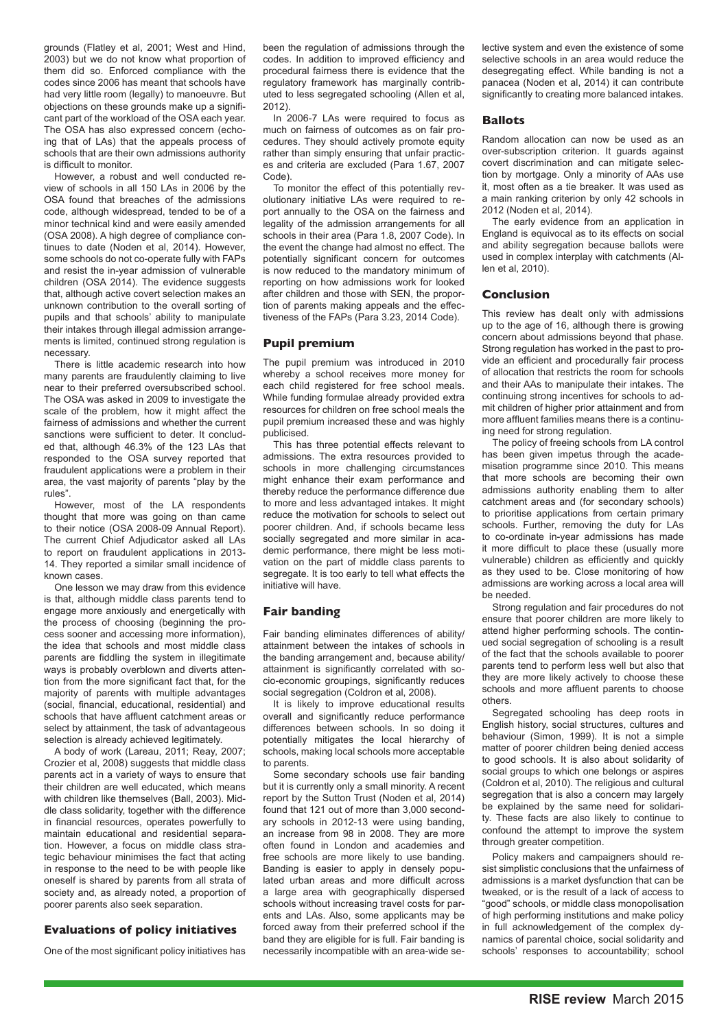grounds (Flatley et al, 2001; West and Hind, 2003) but we do not know what proportion of them did so. Enforced compliance with the codes since 2006 has meant that schools have had very little room (legally) to manoeuvre. But objections on these grounds make up a significant part of the workload of the OSA each year. The OSA has also expressed concern (echoing that of LAs) that the appeals process of schools that are their own admissions authority is difficult to monitor.

However, a robust and well conducted review of schools in all 150 LAs in 2006 by the OSA found that breaches of the admissions code, although widespread, tended to be of a minor technical kind and were easily amended (OSA 2008). A high degree of compliance continues to date (Noden et al, 2014). However, some schools do not co-operate fully with FAPs and resist the in-year admission of vulnerable children (OSA 2014). The evidence suggests that, although active covert selection makes an unknown contribution to the overall sorting of pupils and that schools' ability to manipulate their intakes through illegal admission arrangements is limited, continued strong regulation is necessary.

There is little academic research into how many parents are fraudulently claiming to live near to their preferred oversubscribed school. The OSA was asked in 2009 to investigate the scale of the problem, how it might affect the fairness of admissions and whether the current sanctions were sufficient to deter. It concluded that, although 46.3% of the 123 LAs that responded to the OSA survey reported that fraudulent applications were a problem in their area, the vast majority of parents "play by the rules".

However, most of the LA respondents thought that more was going on than came to their notice (OSA 2008-09 Annual Report). The current Chief Adjudicator asked all LAs to report on fraudulent applications in 2013-14. They reported a similar small incidence of known cases.

One lesson we may draw from this evidence is that, although middle class parents tend to engage more anxiously and energetically with the process of choosing (beginning the process sooner and accessing more information), the idea that schools and most middle class parents are fiddling the system in illegitimate ways is probably overblown and diverts attention from the more significant fact that, for the majority of parents with multiple advantages (social, financial, educational, residential) and schools that have affluent catchment areas or select by attainment, the task of advantageous selection is already achieved legitimately.

A body of work (Lareau, 2011; Reay, 2007; Crozier et al, 2008) suggests that middle class parents act in a variety of ways to ensure that their children are well educated, which means with children like themselves (Ball, 2003). Middle class solidarity, together with the difference in financial resources, operates powerfully to maintain educational and residential separation. However, a focus on middle class strategic behaviour minimises the fact that acting in response to the need to be with people like oneself is shared by parents from all strata of society and, as already noted, a proportion of poorer parents also seek separation.

## Evaluations of policy initiatives

One of the most significant policy initiatives has been the regulation of admissions through the codes. In addition to improved efficiency and procedural fairness there is evidence that the regulatory framework has marginally contributed to less segregated schooling (Allen et al, 2012).

In 2006-7 LAs were required to focus as much on fairness of outcomes as on fair procedures. They should actively promote equity rather than simply ensuring that unfair practices and criteria are excluded (Para 1.67, 2007 Code).

To monitor the effect of this potentially revolutionary initiative LAs were required to report annually to the OSA on the fairness and legality of the admission arrangements for all schools in their area (Para 1.8, 2007 Code). In the event the change had almost no effect. The potentially significant concern for outcomes is now reduced to the mandatory minimum of reporting on how admissions work for looked after children and those with SEN, the proportion of parents making appeals and the effectiveness of the FAPs (Para 3.23, 2014 Code).

## Pupil premium

The pupil premium was introduced in 2010 whereby a school receives more money for each child registered for free school meals. While funding formulae already provided extra resources for children on free school meals the pupil premium increased these and was highly publicised.

This has three potential effects relevant to admissions. The extra resources provided to schools in more challenging circumstances might enhance their exam performance and thereby reduce the performance difference due to more and less advantaged intakes. It might reduce the motivation for schools to select out poorer children. And, if schools became less socially segregated and more similar in academic performance, there might be less motivation on the part of middle class parents to segregate. It is too early to tell what effects the initiative will have.

## Fair banding

Fair banding eliminates differences of ability/attainment between the intakes of schools in the banding arrangement and, because ability/attainment is significantly correlated with socio-economic groupings, significantly reduces social segregation (Coldron et al, 2008).

It is likely to improve educational results overall and significantly reduce performance differences between schools. In so doing it potentially mitigates the local hierarchy of schools, making local schools more acceptable to parents.

Some secondary schools use fair banding but it is currently only a small minority. A recent report by the Sutton Trust (Noden et al, 2014) found that 121 out of more than 3,000 secondary schools in 2012-13 were using banding, an increase from 98 in 2008. They are more often found in London and academies and free schools are more likely to use banding. Banding is easier to apply in densely populated urban areas and more difficult across a large area with geographically dispersed schools without increasing travel costs for parents and LAs. Also, some applicants may be forced away from their preferred school if the band they are eligible for is full. Fair banding is necessarily incompatible with an area-wide selective system and even the existence of some selective schools in an area would reduce the desegregating effect. While banding is not a panacea (Noden et al, 2014) it can contribute significantly to creating more balanced intakes.

## Ballots

Random allocation can now be used as an over-subscription criterion. It guards against covert discrimination and can mitigate selection by mortgage. Only a minority of AAs use it, most often as a tie breaker. It was used as a main ranking criterion by only 42 schools in 2012 (Noden et al, 2014).

The early evidence from an application in England is equivocal as to its effects on social and ability segregation because ballots were used in complex interplay with catchments (Allen et al, 2010).

## Conclusion

This review has dealt only with admissions up to the age of 16, although there is growing concern about admissions beyond that phase. Strong regulation has worked in the past to provide an efficient and procedurally fair process of allocation that restricts the room for schools and their AAs to manipulate their intakes. The continuing strong incentives for schools to admit children of higher prior attainment and from more affluent families means there is a continuing need for strong regulation.

The policy of freeing schools from LA control has been given impetus through the academisation programme since 2010. This means that more schools are becoming their own admissions authority enabling them to alter catchment areas and (for secondary schools) to prioritise applications from certain primary schools. Further, removing the duty for LAs to co-ordinate in-year admissions has made it more difficult to place these (usually more vulnerable) children as efficiently and quickly as they used to be. Close monitoring of how admissions are working across a local area will be needed.

Strong regulation and fair procedures do not ensure that poorer children are more likely to attend higher performing schools. The continued social segregation of schooling is a result of the fact that the schools available to poorer parents tend to perform less well but also that they are more likely actively to choose these schools and more affluent parents to choose others.

Segregated schooling has deep roots in English history, social structures, cultures and behaviour (Simon, 1999). It is not a simple matter of poorer children being denied access to good schools. It is also about solidarity of social groups to which one belongs or aspires (Coldron et al, 2010). The religious and cultural segregation that is also a concern may largely be explained by the same need for solidarity. These facts are also likely to continue to confound the attempt to improve the system through greater competition.

Policy makers and campaigners should resist simplistic conclusions that the unfairness of admissions is a market dysfunction that can be tweaked, or is the result of a lack of access to "good" schools, or middle class monopolisation of high performing institutions and make policy in full acknowledgement of the complex dynamics of parental choice, social solidarity and schools' responses to accountability; school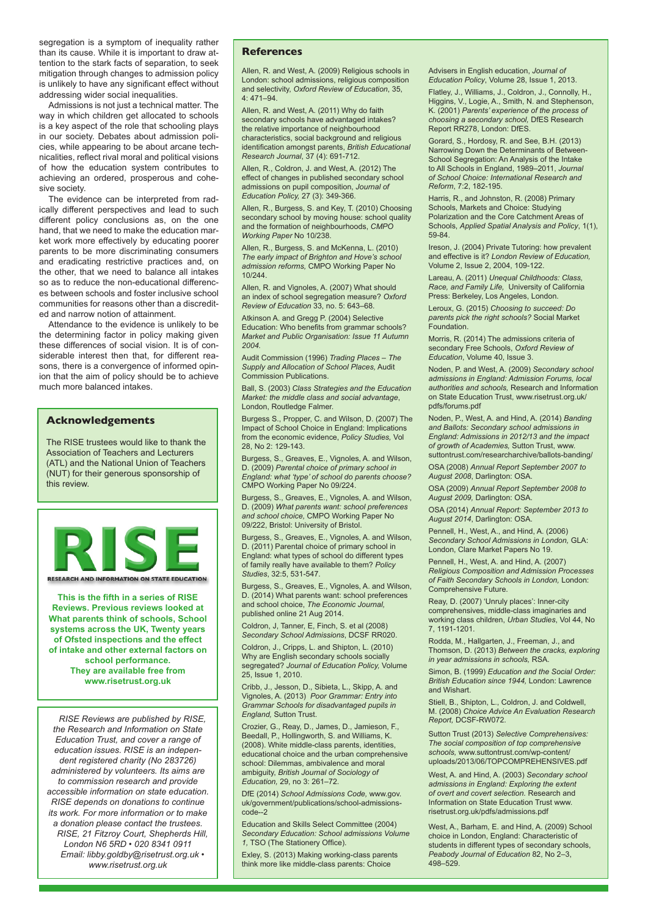segregation is a symptom of inequality rather than its cause. While it is important to draw attention to the stark facts of separation, to seek mitigation through changes to admission policy is unlikely to have any significant effect without addressing wider social inequalities.

Admissions is not just a technical matter. The way in which children get allocated to schools is a key aspect of the role that schooling plays in our society. Debates about admission policies, while appearing to be about arcane technicalities, reflect rival moral and political visions of how the education system contributes to achieving an ordered, prosperous and cohesive society.

The evidence can be interpreted from radically different perspectives and lead to such different policy conclusions as, on the one hand, that we need to make the education market work more effectively by educating poorer parents to be more discriminating consumers and eradicating restrictive practices and, on the other, that we need to balance all intakes so as to reduce the non-educational differences between schools and foster inclusive school communities for reasons other than a discredited and narrow notion of attainment.

Attendance to the evidence is unlikely to be the determining factor in policy making given these differences of social vision. It is of considerable interest then that, for different reasons, there is a convergence of informed opinion that the aim of policy should be to achieve much more balanced intakes.

## Acknowledgements

The RISE trustees would like to thank the Association of Teachers and Lecturers (ATL) and the National Union of Teachers (NUT) for their generous sponsorship of this review.

RISE

RESEARCH AND INFORMATION ON STATE EDUCATION

**This is the fifth in a series of RISE Reviews. Previous reviews looked at What parents think of schools, School systems across the UK, Twenty years of Ofsted inspections and the effect of intake and other external factors on school performance. They are available free from www.risetrust.org.uk**

*RISE Reviews are published by RISE, the Research and Information on State Education Trust, and cover a range of education issues. RISE is an independent registered charity (No 283726) administered by volunteers. Its aims are to commission research and provide accessible information on state education. RISE depends on donations to continue its work. For more information or to make a donation please contact the trustees. RISE, 21 Fitzroy Court, Shepherds Hill, London N6 5RD • 020 8341 0911 Email: libby.goldby@risetrust.org.uk • www.risetrust.org.uk*

## References

Allen, R. and West, A. (2009) Religious schools in London: school admissions, religious composition and selectivity, *Oxford Review of Education*, 35, 4: 471–94.

Allen, R. and West, A. (2011) Why do faith secondary schools have advantaged intakes? the relative importance of neighbourhood characteristics, social background and religious identification amongst parents, *British Educational Research Journal*, 37 (4): 691-712.

Allen, R., Coldron, J. and West, A. (2012) The effect of changes in published secondary school admissions on pupil composition, *Journal of Education Policy,* 27 (3): 349-366.

Allen, R., Burgess, S. and Key, T. (2010) Choosing secondary school by moving house: school quality and the formation of neighbourhoods, *CMPO Working Paper* No 10/238.

Allen, R., Burgess, S. and McKenna, L. (2010) *The early impact of Brighton and Hove's school admission reforms,* CMPO Working Paper No 10/244.

Allen, R. and Vignoles, A. (2007) What should an index of school segregation measure? *Oxford Review of Education* 33, no. 5: 643–68.

Atkinson A. and Gregg P. (2004) Selective Education: Who benefits from grammar schools? *Market and Public Organisation: Issue 11 Autumn 2004.*

Audit Commission (1996) *Trading Places – The Supply and Allocation of School Places,* Audit Commission Publications.

Ball, S. (2003) *Class Strategies and the Education Market: the middle class and social advantage*, London, Routledge Falmer.

Burgess S., Propper, C. and Wilson, D. (2007) The Impact of School Choice in England: Implications from the economic evidence, *Policy Studies,* Vol 28, No 2: 129-143.

Burgess, S., Greaves, E., Vignoles, A. and Wilson, D. (2009) *Parental choice of primary school in England: what 'type' of school do parents choose?* CMPO Working Paper No 09/224.

Burgess, S., Greaves, E., Vignoles, A. and Wilson, D. (2009) *What parents want: school preferences and school choice,* CMPO Working Paper No 09/222, Bristol: University of Bristol.

Burgess, S., Greaves, E., Vignoles, A. and Wilson, D. (2011) Parental choice of primary school in England: what types of school do different types of family really have available to them? *Policy Studies*, 32:5, 531-547.

Burgess, S., Greaves, E., Vignoles, A. and Wilson, D. (2014) What parents want: school preferences and school choice, *The Economic Journal,* published online 21 Aug 2014.

Coldron, J, Tanner, E, Finch, S. et al (2008) *Secondary School Admissions*, DCSF RR020.

Coldron, J., Cripps, L. and Shipton, L. (2010) Why are English secondary schools socially segregated? *Journal of Education Policy,* Volume 25, Issue 1, 2010.

Cribb, J., Jesson, D., Sibieta, L., Skipp, A. and Vignoles, A. (2013) *Poor Grammar: Entry into Grammar Schools for disadvantaged pupils in England,* Sutton Trust.

Crozier, G., Reay, D., James, D., Jamieson, F., Beedall, P., Hollingworth, S. and Williams, K. (2008). White middle-class parents, identities, educational choice and the urban comprehensive school: Dilemmas, ambivalence and moral ambiguity, *British Journal of Sociology of Education,* 29, no 3: 261–72.

DfE (2014) *School Admissions Code,* www.gov.uk/government/publications/school-admissions-code--2

Education and Skills Select Committee (2004) *Secondary Education: School admissions Volume 1,* TSO (The Stationery Office).

Exley, S. (2013) Making working-class parents think more like middle-class parents: Choice Advisers in English education, *Journal of Education Policy*, Volume 28, Issue 1, 2013.

Flatley, J., Williams, J., Coldron, J., Connolly, H., Higgins, V., Logie, A., Smith, N. and Stephenson, K. (2001) *Parents' experience of the process of choosing a secondary school,* DfES Research Report RR278, London: DfES.

Gorard, S., Hordosy, R. and See, B.H. (2013) Narrowing Down the Determinants of Between-School Segregation: An Analysis of the Intake to All Schools in England, 1989–2011, *Journal of School Choice: International Research and Reform*, 7:2, 182-195.

Harris, R., and Johnston, R. (2008) Primary Schools, Markets and Choice: Studying Polarization and the Core Catchment Areas of Schools, *Applied Spatial Analysis and Policy*, 1(1), 59-84.

Ireson, J. (2004) Private Tutoring: how prevalent and effective is it? *London Review of Education,* Volume 2, Issue 2, 2004, 109-122.

Lareau, A. (2011) *Unequal Childhoods: Class, Race, and Family Life,* University of California Press: Berkeley, Los Angeles, London.

Leroux, G. (2015) *Choosing to succeed: Do parents pick the right schools?* Social Market Foundation.

Morris, R. (2014) The admissions criteria of secondary Free Schools, *Oxford Review of Education*, Volume 40, Issue 3.

Noden, P. and West, A. (2009) *Secondary school admissions in England: Admission Forums, local authorities and schools,* Research and Information on State Education Trust, www.risetrust.org.uk/pdfs/forums.pdf

Noden, P., West, A. and Hind, A. (2014) *Banding and Ballots: Secondary school admissions in England: Admissions in 2012/13 and the impact of growth of Academies,* Sutton Trust, www.suttontrust.com/researcharchive/ballots-banding/

OSA (2008) *Annual Report September 2007 to August 2008*, Darlington: OSA.

OSA (2009) *Annual Report September 2008 to August 2009,* Darlington: OSA.

OSA (2014) *Annual Report: September 2013 to August 2014*, Darlington: OSA.

Pennell, H., West, A., and Hind, A. (2006) *Secondary School Admissions in London,* GLA: London, Clare Market Papers No 19.

Pennell, H., West, A. and Hind, A. (2007) *Religious Composition and Admission Processes of Faith Secondary Schools in London,* London: Comprehensive Future.

Reay, D. (2007) 'Unruly places': Inner-city comprehensives, middle-class imaginaries and working class children, *Urban Studies*, Vol 44, No 7, 1191-1201.

Rodda, M., Hallgarten, J., Freeman, J., and Thomson, D. (2013) *Between the cracks, exploring in year admissions in schools,* RSA.

Simon, B. (1999) *Education and the Social Order: British Education since 1944,* London: Lawrence and Wishart.

Stiell, B., Shipton, L., Coldron, J. and Coldwell, M. (2008) *Choice Advice An Evaluation Research Report*, DCSF-RW072.

Sutton Trust (2013) *Selective Comprehensives: The social composition of top comprehensive schools,* www.suttontrust.com/wp-content/uploads/2013/06/TOPCOMPREHENSIVES.pdf

West, A. and Hind, A. (2003) *Secondary school admissions in England: Exploring the extent of overt and covert selection.* Research and Information on State Education Trust www.risetrust.org.uk/pdfs/admissions.pdf

West, A., Barham, E. and Hind, A. (2009) School choice in London, England: Characteristic of students in different types of secondary schools, *Peabody Journal of Education* 82, No 2–3, 498–529.